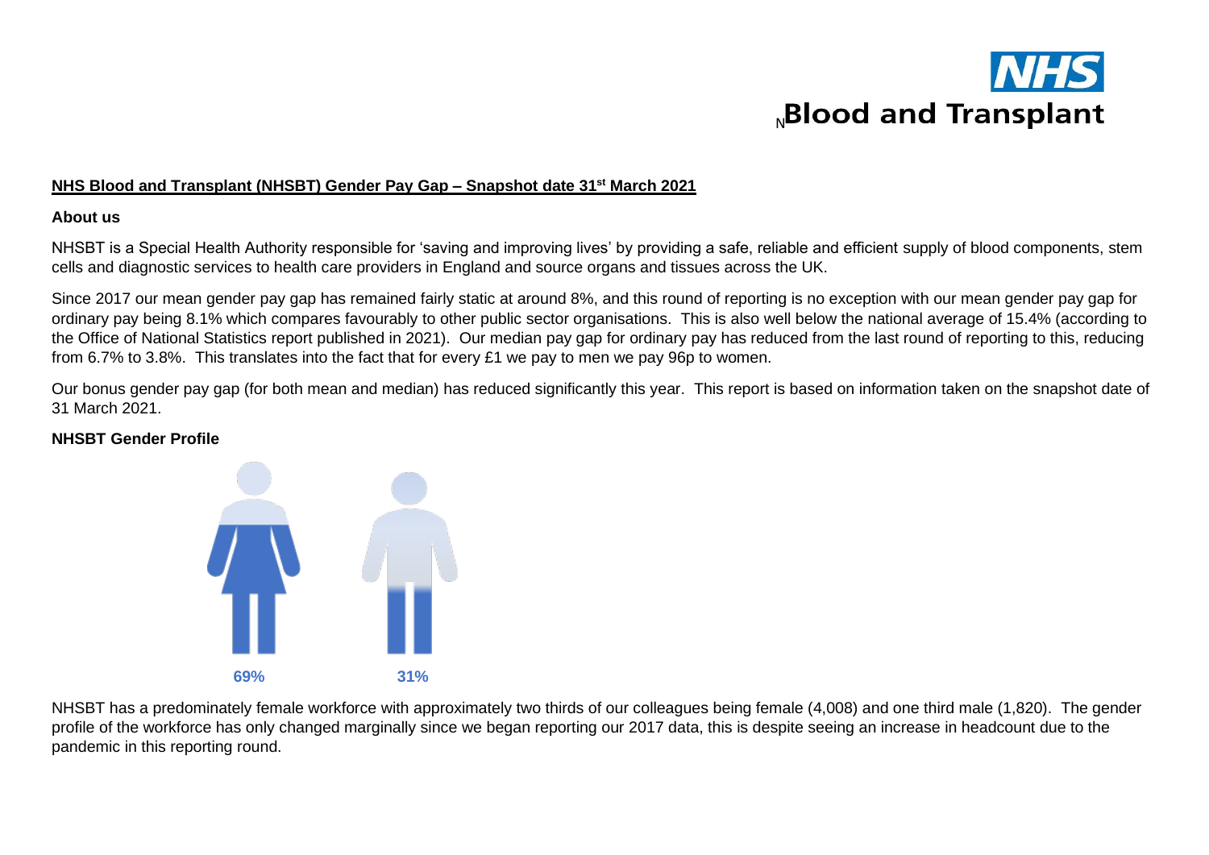# NHS Blood and Transplant

**NHS Blood and Transplant (NHSBT) Gender Pay Gap – Snapshot date 31st March 2021**

**About us**

NHSBT is a Special Health Authority responsible for 'saving and improving lives' by providing a safe, reliable and efficient supply of blood components, stem cells and diagnostic services to health care providers in England and source organs and tissues across the UK.

Since 2017 our mean gender pay gap has remained fairly static at around 8%, and this round of reporting is no exception with our mean gender pay gap for ordinary pay being 8.1% which compares favourably to other public sector organisations. This is also well below the national average of 15.4% (according to the Office of National Statistics report published in 2021). Our median pay gap for ordinary pay has reduced from the last round of reporting to this, reducing from 6.7% to 3.8%. This translates into the fact that for every £1 we pay to men we pay 96p to women.

Our bonus gender pay gap (for both mean and median) has reduced significantly this year. This report is based on information taken on the snapshot date of 31 March 2021.

**NHSBT Gender Profile**

69%

31%

NHSBT has a predominately female workforce with approximately two thirds of our colleagues being female (4,008) and one third male (1,820). The gender profile of the workforce has only changed marginally since we began reporting our 2017 data, this is despite seeing an increase in headcount due to the pandemic in this reporting round.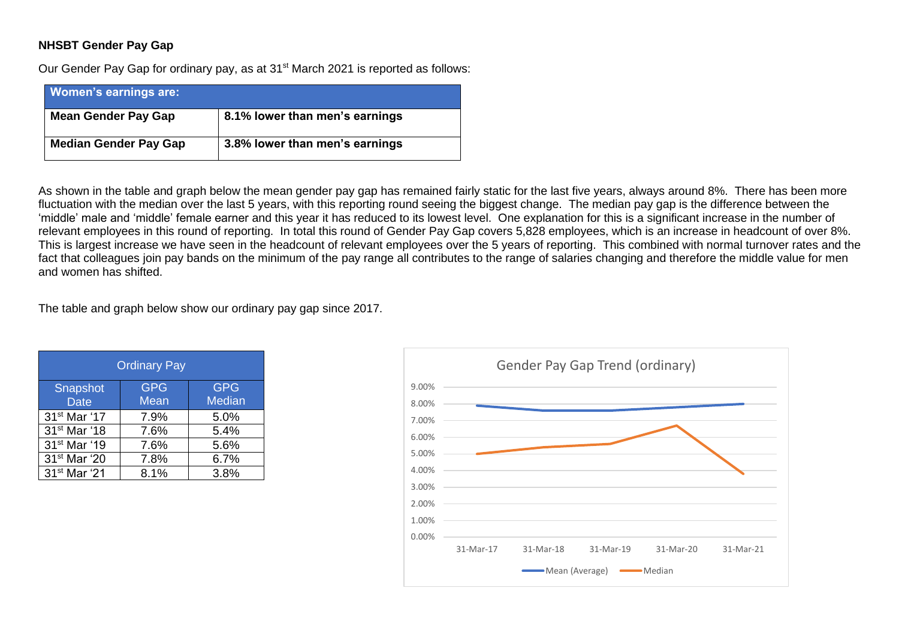**NHSBT Gender Pay Gap**

Our Gender Pay Gap for ordinary pay, as at 31st March 2021 is reported as follows:

| **Women's earnings are:** | |
|---|---|
| **Mean Gender Pay Gap** | **8.1% lower than men's earnings** |
| **Median Gender Pay Gap** | **3.8% lower than men's earnings** |

As shown in the table and graph below the mean gender pay gap has remained fairly static for the last five years, always around 8%. There has been more fluctuation with the median over the last 5 years, with this reporting round seeing the biggest change. The median pay gap is the difference between the 'middle' male and 'middle' female earner and this year it has reduced to its lowest level. One explanation for this is a significant increase in the number of relevant employees in this round of reporting. In total this round of Gender Pay Gap covers 5,828 employees, which is an increase in headcount of over 8%. This is largest increase we have seen in the headcount of relevant employees over the 5 years of reporting. This combined with normal turnover rates and the fact that colleagues join pay bands on the minimum of the pay range all contributes to the range of salaries changing and therefore the middle value for men and women has shifted.

The table and graph below show our ordinary pay gap since 2017.

| Ordinary Pay | | |
|---|---|---|
| Snapshot Date | GPG Mean | GPG Median |
| 31st Mar '17 | 7.9% | 5.0% |
| 31st Mar '18 | 7.6% | 5.4% |
| 31st Mar '19 | 7.6% | 5.6% |
| 31st Mar '20 | 7.8% | 6.7% |
| 31st Mar '21 | 8.1% | 3.8% |

Gender Pay Gap Trend (ordinary)

| | Mean (Average) | Median |
|---|---|---|
| 31-Mar-17 | 7.9% | 5.0% |
| 31-Mar-18 | 7.6% | 5.4% |
| 31-Mar-19 | 7.6% | 5.6% |
| 31-Mar-20 | 7.8% | 6.7% |
| 31-Mar-21 | 8.0% | 3.8% |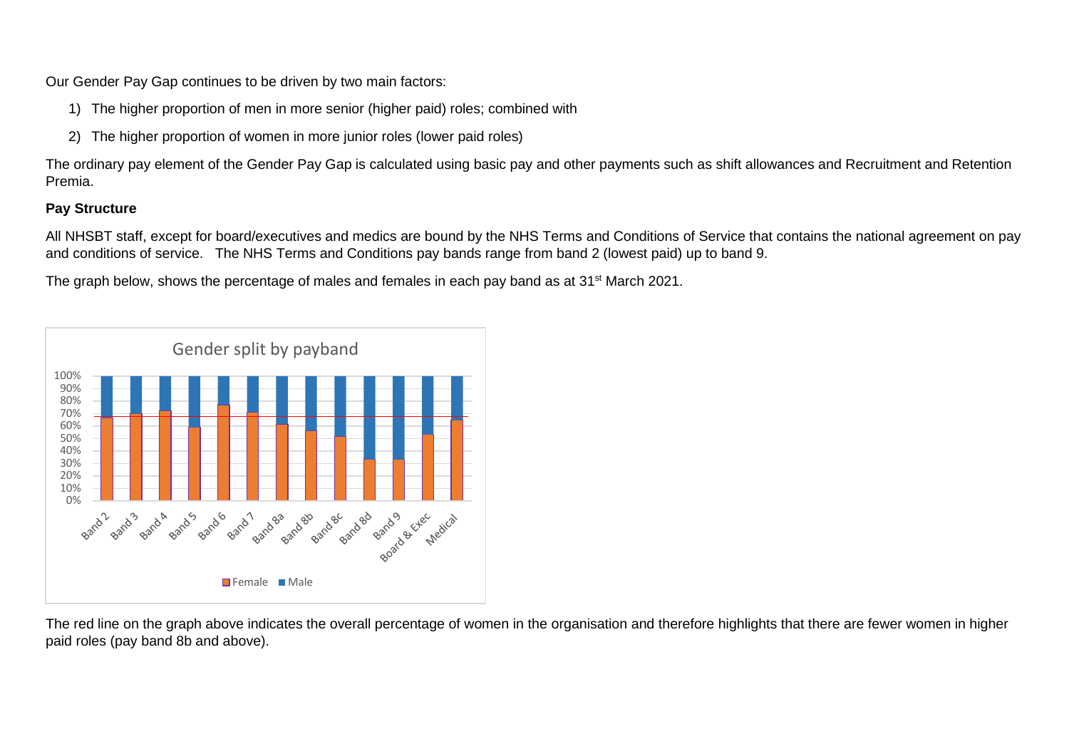Our Gender Pay Gap continues to be driven by two main factors:

1) The higher proportion of men in more senior (higher paid) roles; combined with
2) The higher proportion of women in more junior roles (lower paid roles)

The ordinary pay element of the Gender Pay Gap is calculated using basic pay and other payments such as shift allowances and Recruitment and Retention Premia.

**Pay Structure**

All NHSBT staff, except for board/executives and medics are bound by the NHS Terms and Conditions of Service that contains the national agreement on pay and conditions of service. The NHS Terms and Conditions pay bands range from band 2 (lowest paid) up to band 9.

The graph below, shows the percentage of males and females in each pay band as at 31st March 2021.

Gender split by payband

The red line on the graph above indicates the overall percentage of women in the organisation and therefore highlights that there are fewer women in higher paid roles (pay band 8b and above).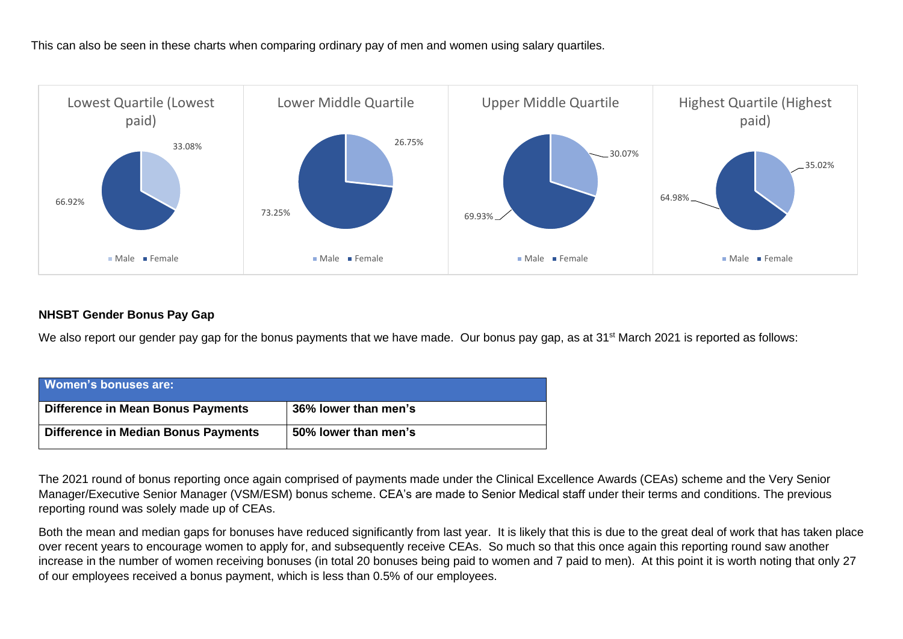This can also be seen in these charts when comparing ordinary pay of men and women using salary quartiles.

**Lowest Quartile (Lowest paid)**

- Male: 33.08%
- Female: 66.92%

**Lower Middle Quartile**

- Male: 26.75%
- Female: 73.25%

**Upper Middle Quartile**

- Male: 30.07%
- Female: 69.93%

**Highest Quartile (Highest paid)**

- Male: 35.02%
- Female: 64.98%

**NHSBT Gender Bonus Pay Gap**

We also report our gender pay gap for the bonus payments that we have made. Our bonus pay gap, as at 31st March 2021 is reported as follows:

| Women's bonuses are: | |
|---|---|
| **Difference in Mean Bonus Payments** | **36% lower than men's** |
| **Difference in Median Bonus Payments** | **50% lower than men's** |

The 2021 round of bonus reporting once again comprised of payments made under the Clinical Excellence Awards (CEAs) scheme and the Very Senior Manager/Executive Senior Manager (VSM/ESM) bonus scheme. CEA's are made to Senior Medical staff under their terms and conditions. The previous reporting round was solely made up of CEAs.

Both the mean and median gaps for bonuses have reduced significantly from last year. It is likely that this is due to the great deal of work that has taken place over recent years to encourage women to apply for, and subsequently receive CEAs. So much so that this once again this reporting round saw another increase in the number of women receiving bonuses (in total 20 bonuses being paid to women and 7 paid to men). At this point it is worth noting that only 27 of our employees received a bonus payment, which is less than 0.5% of our employees.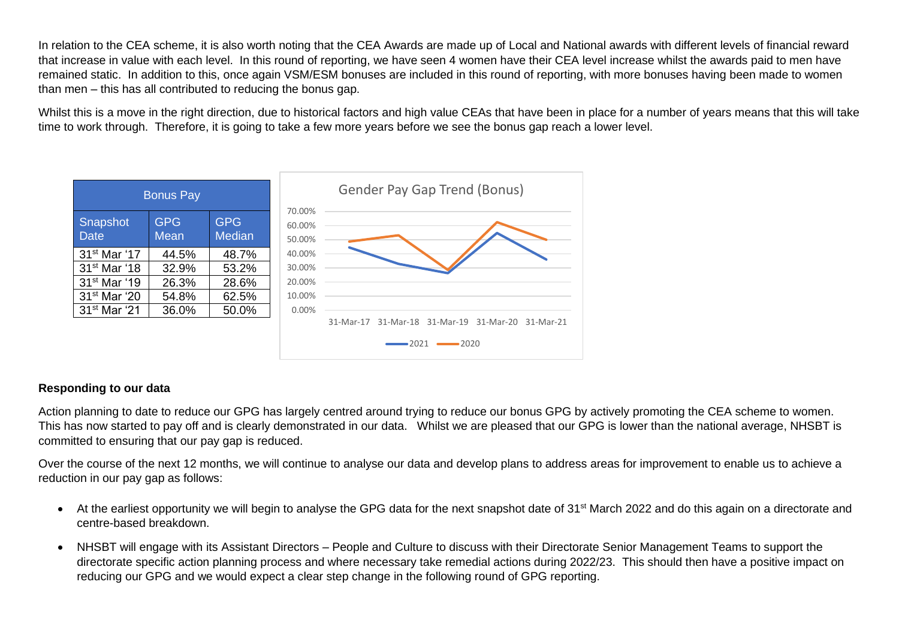In relation to the CEA scheme, it is also worth noting that the CEA Awards are made up of Local and National awards with different levels of financial reward that increase in value with each level. In this round of reporting, we have seen 4 women have their CEA level increase whilst the awards paid to men have remained static. In addition to this, once again VSM/ESM bonuses are included in this round of reporting, with more bonuses having been made to women than men – this has all contributed to reducing the bonus gap.

Whilst this is a move in the right direction, due to historical factors and high value CEAs that have been in place for a number of years means that this will take time to work through. Therefore, it is going to take a few more years before we see the bonus gap reach a lower level.

| Bonus Pay | | |
|---|---|---|
| Snapshot Date | GPG Mean | GPG Median |
| 31st Mar '17 | 44.5% | 48.7% |
| 31st Mar '18 | 32.9% | 53.2% |
| 31st Mar '19 | 26.3% | 28.6% |
| 31st Mar '20 | 54.8% | 62.5% |
| 31st Mar '21 | 36.0% | 50.0% |

Gender Pay Gap Trend (Bonus)

## Responding to our data

Action planning to date to reduce our GPG has largely centred around trying to reduce our bonus GPG by actively promoting the CEA scheme to women. This has now started to pay off and is clearly demonstrated in our data. Whilst we are pleased that our GPG is lower than the national average, NHSBT is committed to ensuring that our pay gap is reduced.

Over the course of the next 12 months, we will continue to analyse our data and develop plans to address areas for improvement to enable us to achieve a reduction in our pay gap as follows:

- At the earliest opportunity we will begin to analyse the GPG data for the next snapshot date of 31st March 2022 and do this again on a directorate and centre-based breakdown.
- NHSBT will engage with its Assistant Directors – People and Culture to discuss with their Directorate Senior Management Teams to support the directorate specific action planning process and where necessary take remedial actions during 2022/23. This should then have a positive impact on reducing our GPG and we would expect a clear step change in the following round of GPG reporting.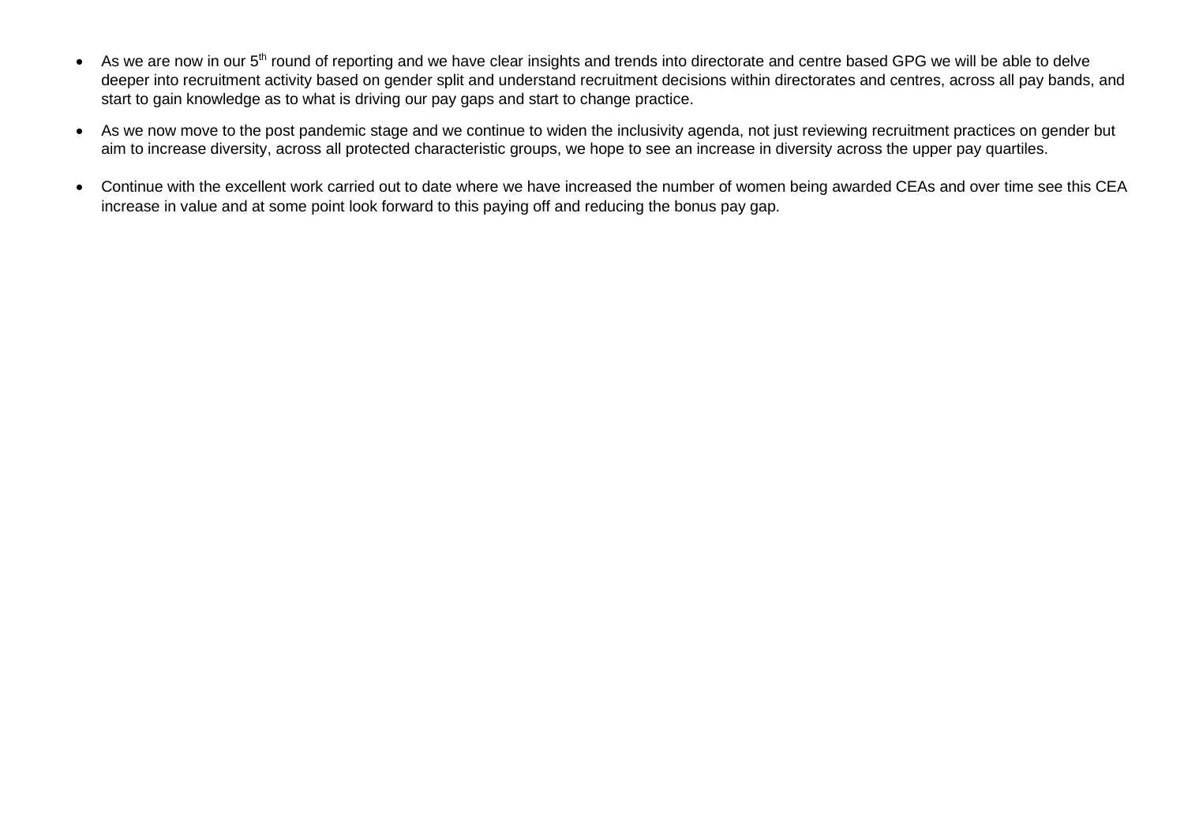- As we are now in our 5th round of reporting and we have clear insights and trends into directorate and centre based GPG we will be able to delve deeper into recruitment activity based on gender split and understand recruitment decisions within directorates and centres, across all pay bands, and start to gain knowledge as to what is driving our pay gaps and start to change practice.

- As we now move to the post pandemic stage and we continue to widen the inclusivity agenda, not just reviewing recruitment practices on gender but aim to increase diversity, across all protected characteristic groups, we hope to see an increase in diversity across the upper pay quartiles.

- Continue with the excellent work carried out to date where we have increased the number of women being awarded CEAs and over time see this CEA increase in value and at some point look forward to this paying off and reducing the bonus pay gap.